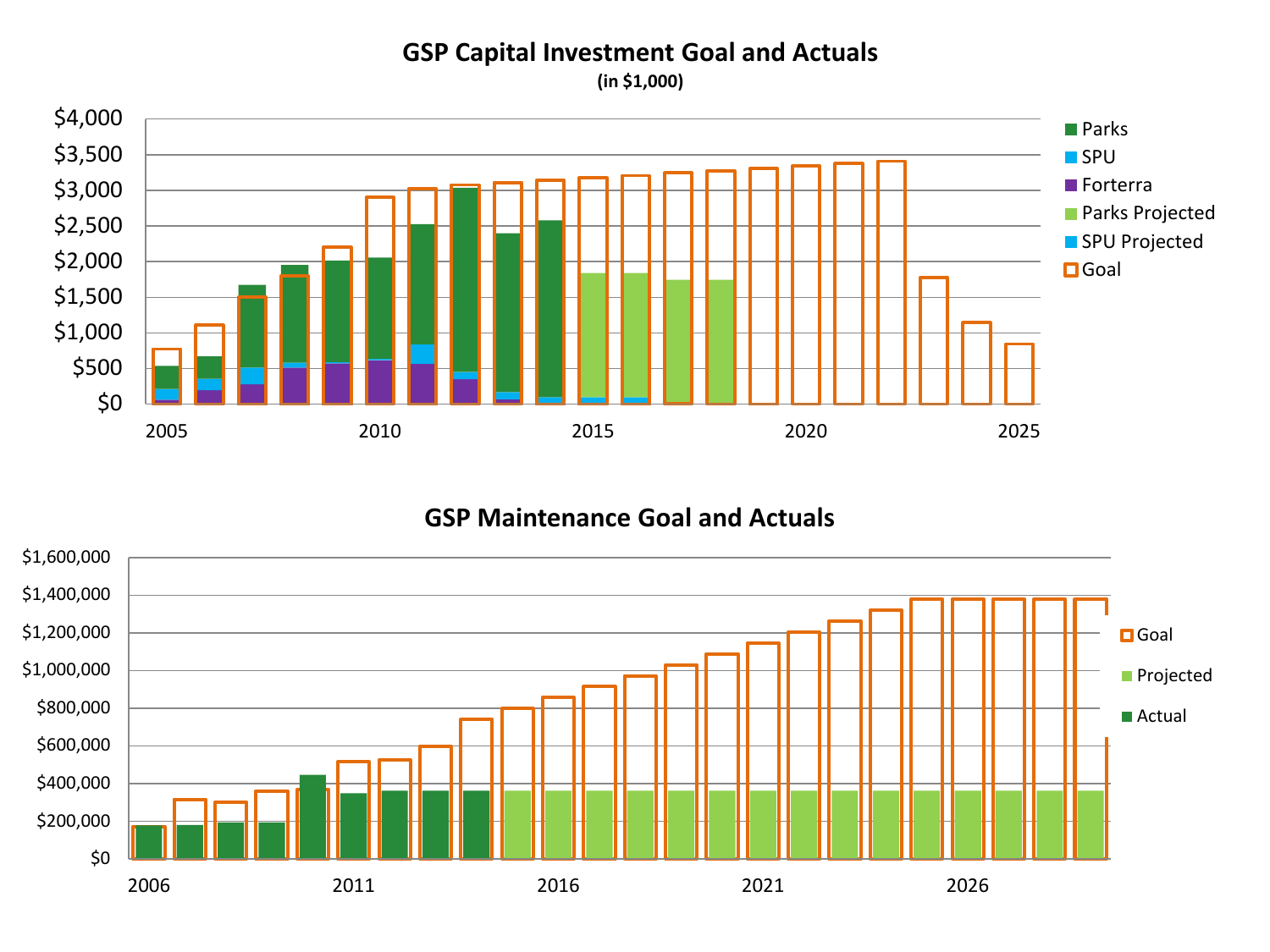## GSP Capital Investment Goal and Actuals

**(in $1,000)**

## GSP Maintenance Goal and Actuals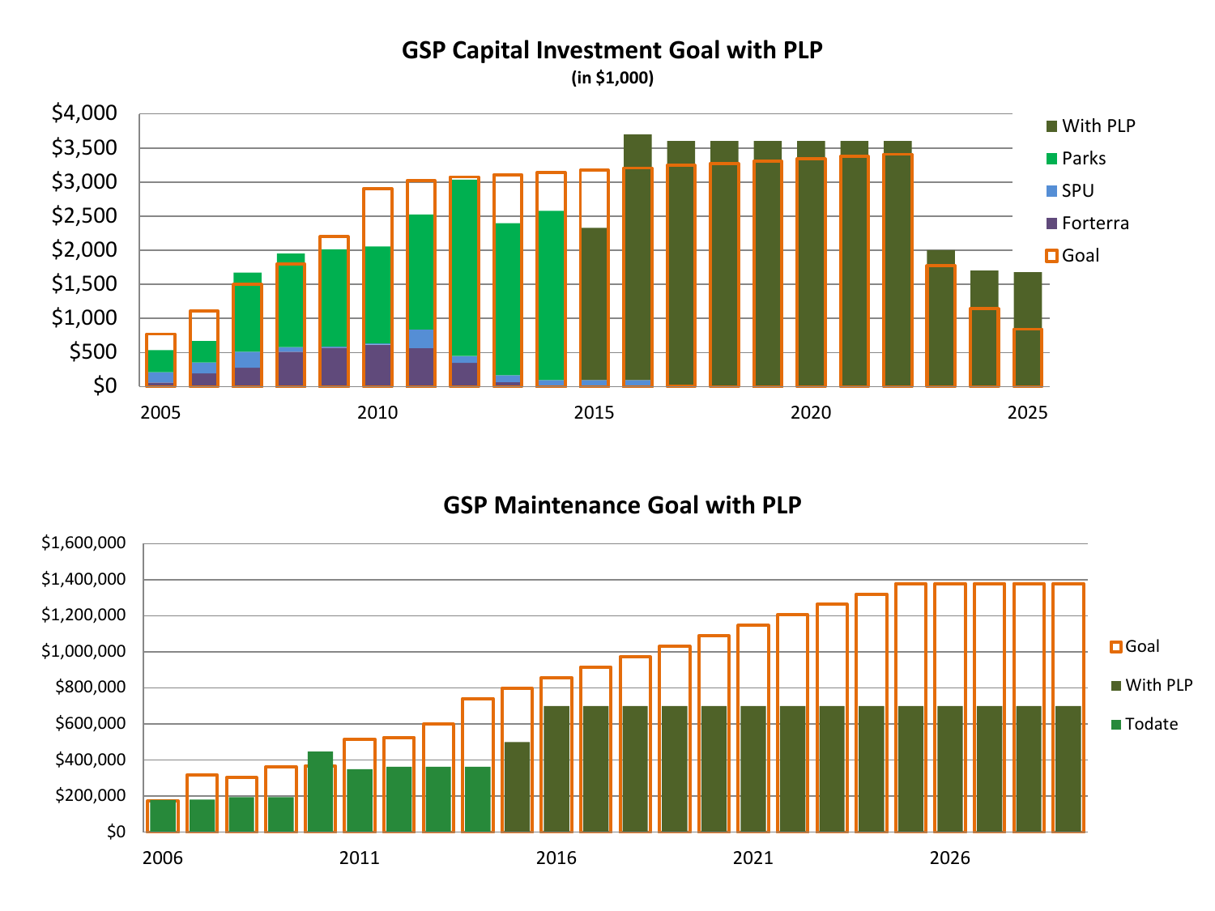## GSP Capital Investment Goal with PLP

(in $1,000)

Legend: With PLP, Parks, SPU, Forterra, Goal

Y-axis: $0, $500, $1,000, $1,500, $2,000, $2,500, $3,000, $3,500, $4,000

X-axis: 2005, 2010, 2015, 2020, 2025

## GSP Maintenance Goal with PLP

Legend: Goal, With PLP, Todate

Y-axis: $0, $200,000, $400,000, $600,000, $800,000, $1,000,000, $1,200,000, $1,400,000, $1,600,000

X-axis: 2006, 2011, 2016, 2021, 2026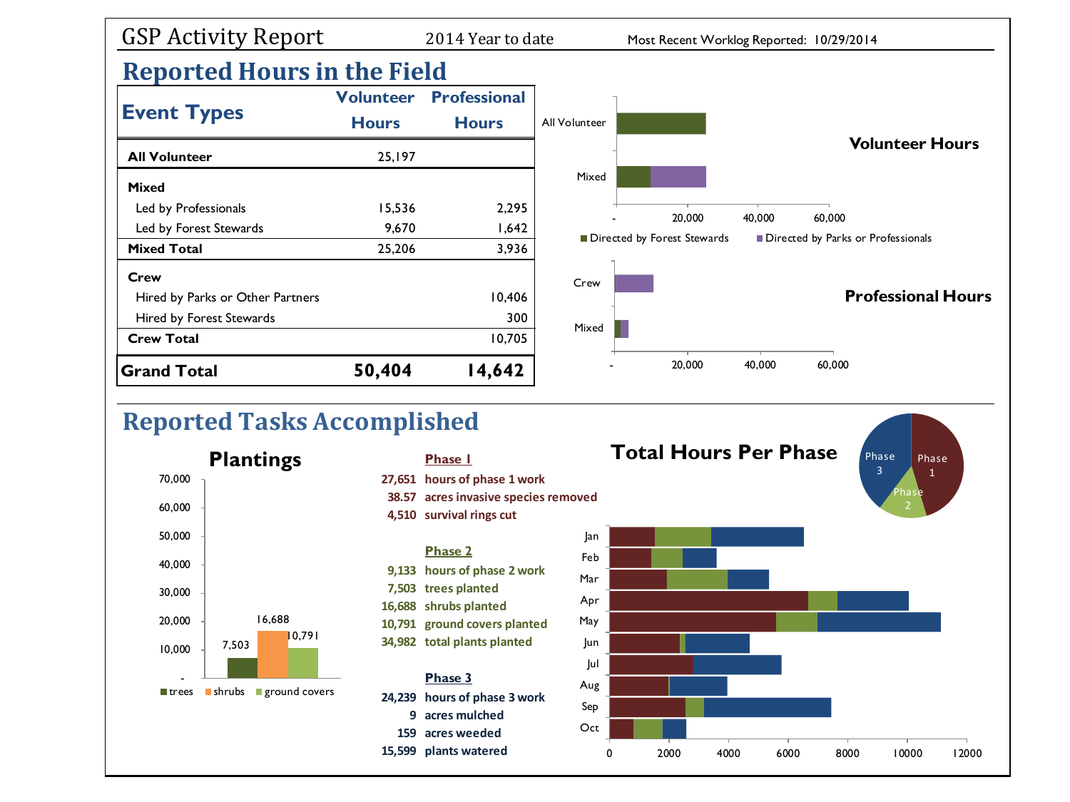# GSP Activity Report

2014 Year to date — Most Recent Worklog Reported: 10/29/2014

## Reported Hours in the Field

| Event Types | Volunteer Hours | Professional Hours |
|---|---|---|
| **All Volunteer** | 25,197 | |
| **Mixed** | | |
| Led by Professionals | 15,536 | 2,295 |
| Led by Forest Stewards | 9,670 | 1,642 |
| **Mixed Total** | 25,206 | 3,936 |
| **Crew** | | |
| Hired by Parks or Other Partners | | 10,406 |
| Hired by Forest Stewards | | 300 |
| **Crew Total** | | 10,705 |
| **Grand Total** | **50,404** | **14,642** |

**Volunteer Hours**

All Volunteer, Mixed — - 20,000 40,000 60,000

Directed by Forest Stewards / Directed by Parks or Professionals

**Professional Hours**

Crew, Mixed — - 20,000 40,000 60,000

## Reported Tasks Accomplished

**Plantings**

| trees | shrubs | ground covers |
|---|---|---|
| 7,503 | 16,688 | 10,791 |

**Phase 1**

- 27,651 hours of phase 1 work
- 38.57 acres invasive species removed
- 4,510 survival rings cut

**Phase 2**

- 9,133 hours of phase 2 work
- 7,503 trees planted
- 16,688 shrubs planted
- 10,791 ground covers planted
- 34,982 total plants planted

**Phase 3**

- 24,239 hours of phase 3 work
- 9 acres mulched
- 159 acres weeded
- 15,599 plants watered

**Total Hours Per Phase**

Phase 1, Phase 2, Phase 3

Jan, Feb, Mar, Apr, May, Jun, Jul, Aug, Sep, Oct — 0 2000 4000 6000 8000 10000 12000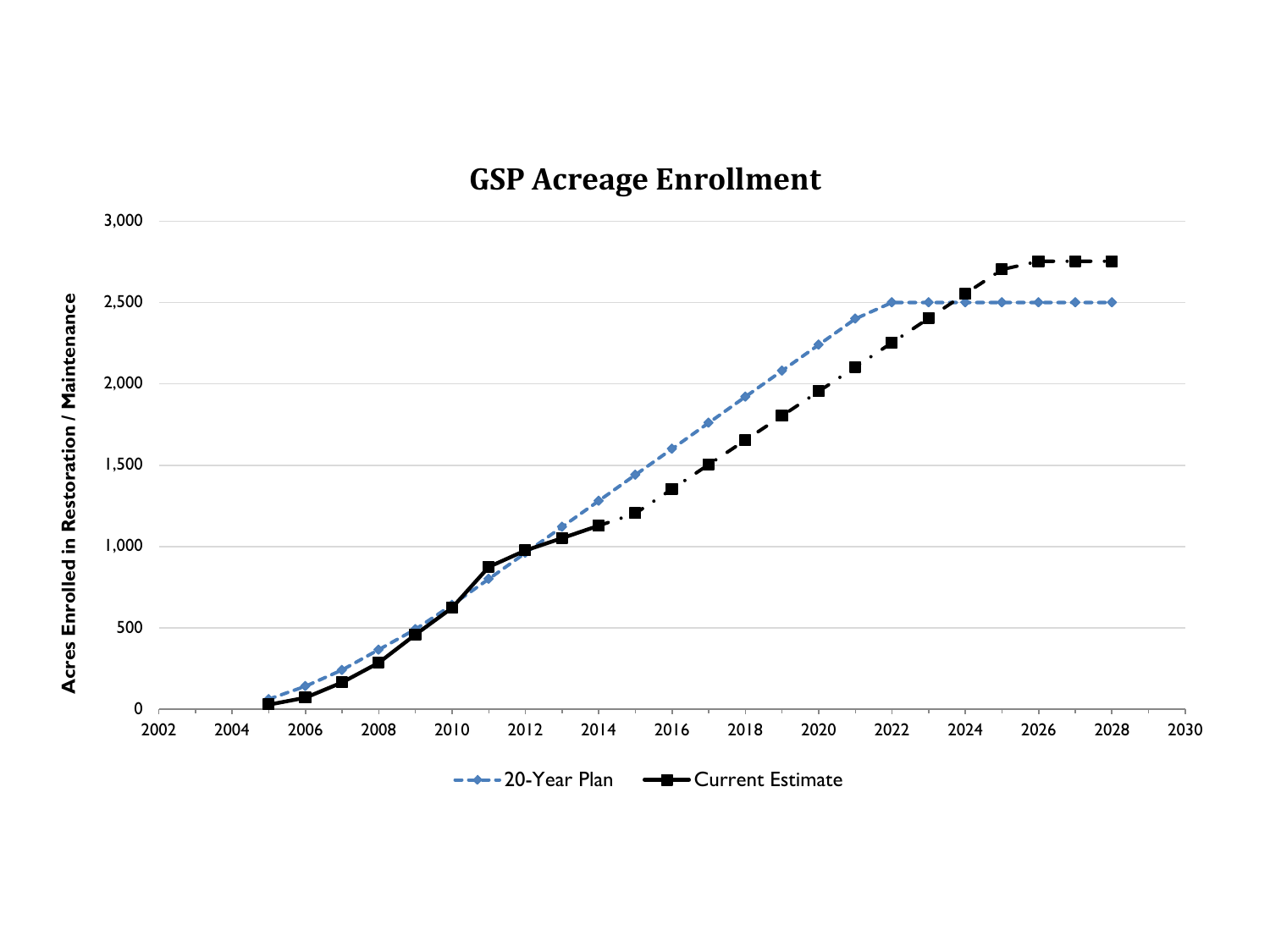# GSP Acreage Enrollment

Acres Enrolled in Restoration / Maintenance

3,000
2,500
2,000
1,500
1,000
500
0

2002 2004 2006 2008 2010 2012 2014 2016 2018 2020 2022 2024 2026 2028 2030

20-Year Plan
Current Estimate